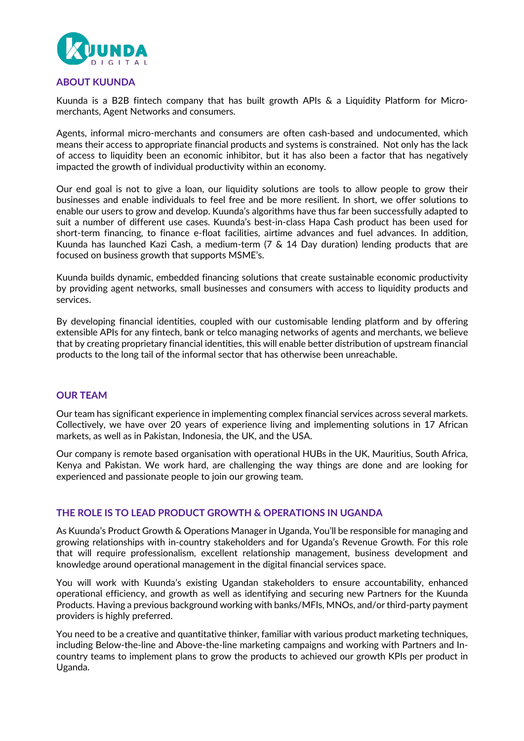## ABOUT KUUNDA

Kuunda is a B2B fintech company that has built growth APIs & a Liquidity Platform for Micro-merchants, Agent Networks and consumers.

Agents, informal micro-merchants and consumers are often cash-based and undocumented, which means their access to appropriate financial products and systems is constrained. Not only has the lack of access to liquidity been an economic inhibitor, but it has also been a factor that has negatively impacted the growth of individual productivity within an economy.

Our end goal is not to give a loan, our liquidity solutions are tools to allow people to grow their businesses and enable individuals to feel free and be more resilient. In short, we offer solutions to enable our users to grow and develop. Kuunda's algorithms have thus far been successfully adapted to suit a number of different use cases. Kuunda's best-in-class Hapa Cash product has been used for short-term financing, to finance e-float facilities, airtime advances and fuel advances. In addition, Kuunda has launched Kazi Cash, a medium-term (7 & 14 Day duration) lending products that are focused on business growth that supports MSME's.

Kuunda builds dynamic, embedded financing solutions that create sustainable economic productivity by providing agent networks, small businesses and consumers with access to liquidity products and services.

By developing financial identities, coupled with our customisable lending platform and by offering extensible APIs for any fintech, bank or telco managing networks of agents and merchants, we believe that by creating proprietary financial identities, this will enable better distribution of upstream financial products to the long tail of the informal sector that has otherwise been unreachable.

## OUR TEAM

Our team has significant experience in implementing complex financial services across several markets. Collectively, we have over 20 years of experience living and implementing solutions in 17 African markets, as well as in Pakistan, Indonesia, the UK, and the USA.

Our company is remote based organisation with operational HUBs in the UK, Mauritius, South Africa, Kenya and Pakistan. We work hard, are challenging the way things are done and are looking for experienced and passionate people to join our growing team.

## THE ROLE IS TO LEAD PRODUCT GROWTH & OPERATIONS IN UGANDA

As Kuunda's Product Growth & Operations Manager in Uganda, You'll be responsible for managing and growing relationships with in-country stakeholders and for Uganda's Revenue Growth. For this role that will require professionalism, excellent relationship management, business development and knowledge around operational management in the digital financial services space.

You will work with Kuunda's existing Ugandan stakeholders to ensure accountability, enhanced operational efficiency, and growth as well as identifying and securing new Partners for the Kuunda Products. Having a previous background working with banks/MFIs, MNOs, and/or third-party payment providers is highly preferred.

You need to be a creative and quantitative thinker, familiar with various product marketing techniques, including Below-the-line and Above-the-line marketing campaigns and working with Partners and In-country teams to implement plans to grow the products to achieved our growth KPIs per product in Uganda.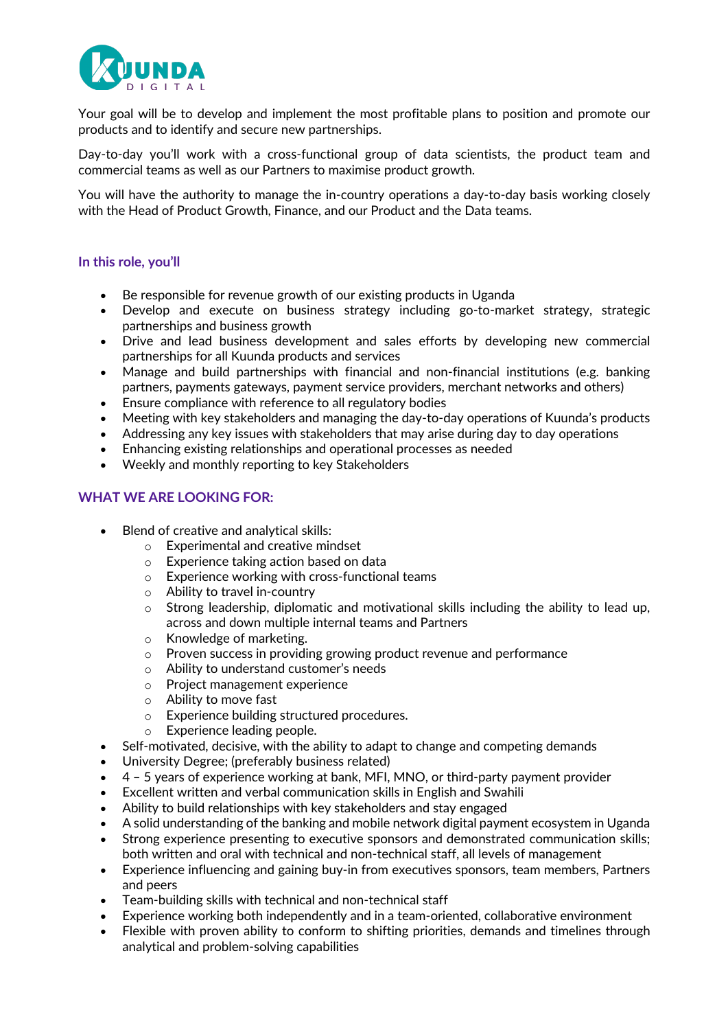Your goal will be to develop and implement the most profitable plans to position and promote our products and to identify and secure new partnerships.

Day-to-day you'll work with a cross-functional group of data scientists, the product team and commercial teams as well as our Partners to maximise product growth.

You will have the authority to manage the in-country operations a day-to-day basis working closely with the Head of Product Growth, Finance, and our Product and the Data teams.

### In this role, you'll

- Be responsible for revenue growth of our existing products in Uganda
- Develop and execute on business strategy including go-to-market strategy, strategic partnerships and business growth
- Drive and lead business development and sales efforts by developing new commercial partnerships for all Kuunda products and services
- Manage and build partnerships with financial and non-financial institutions (e.g. banking partners, payments gateways, payment service providers, merchant networks and others)
- Ensure compliance with reference to all regulatory bodies
- Meeting with key stakeholders and managing the day-to-day operations of Kuunda's products
- Addressing any key issues with stakeholders that may arise during day to day operations
- Enhancing existing relationships and operational processes as needed
- Weekly and monthly reporting to key Stakeholders

### WHAT WE ARE LOOKING FOR:

- Blend of creative and analytical skills:
  - Experimental and creative mindset
  - Experience taking action based on data
  - Experience working with cross-functional teams
  - Ability to travel in-country
  - Strong leadership, diplomatic and motivational skills including the ability to lead up, across and down multiple internal teams and Partners
  - Knowledge of marketing.
  - Proven success in providing growing product revenue and performance
  - Ability to understand customer's needs
  - Project management experience
  - Ability to move fast
  - Experience building structured procedures.
  - Experience leading people.
- Self-motivated, decisive, with the ability to adapt to change and competing demands
- University Degree; (preferably business related)
- 4 – 5 years of experience working at bank, MFI, MNO, or third-party payment provider
- Excellent written and verbal communication skills in English and Swahili
- Ability to build relationships with key stakeholders and stay engaged
- A solid understanding of the banking and mobile network digital payment ecosystem in Uganda
- Strong experience presenting to executive sponsors and demonstrated communication skills; both written and oral with technical and non-technical staff, all levels of management
- Experience influencing and gaining buy-in from executives sponsors, team members, Partners and peers
- Team-building skills with technical and non-technical staff
- Experience working both independently and in a team-oriented, collaborative environment
- Flexible with proven ability to conform to shifting priorities, demands and timelines through analytical and problem-solving capabilities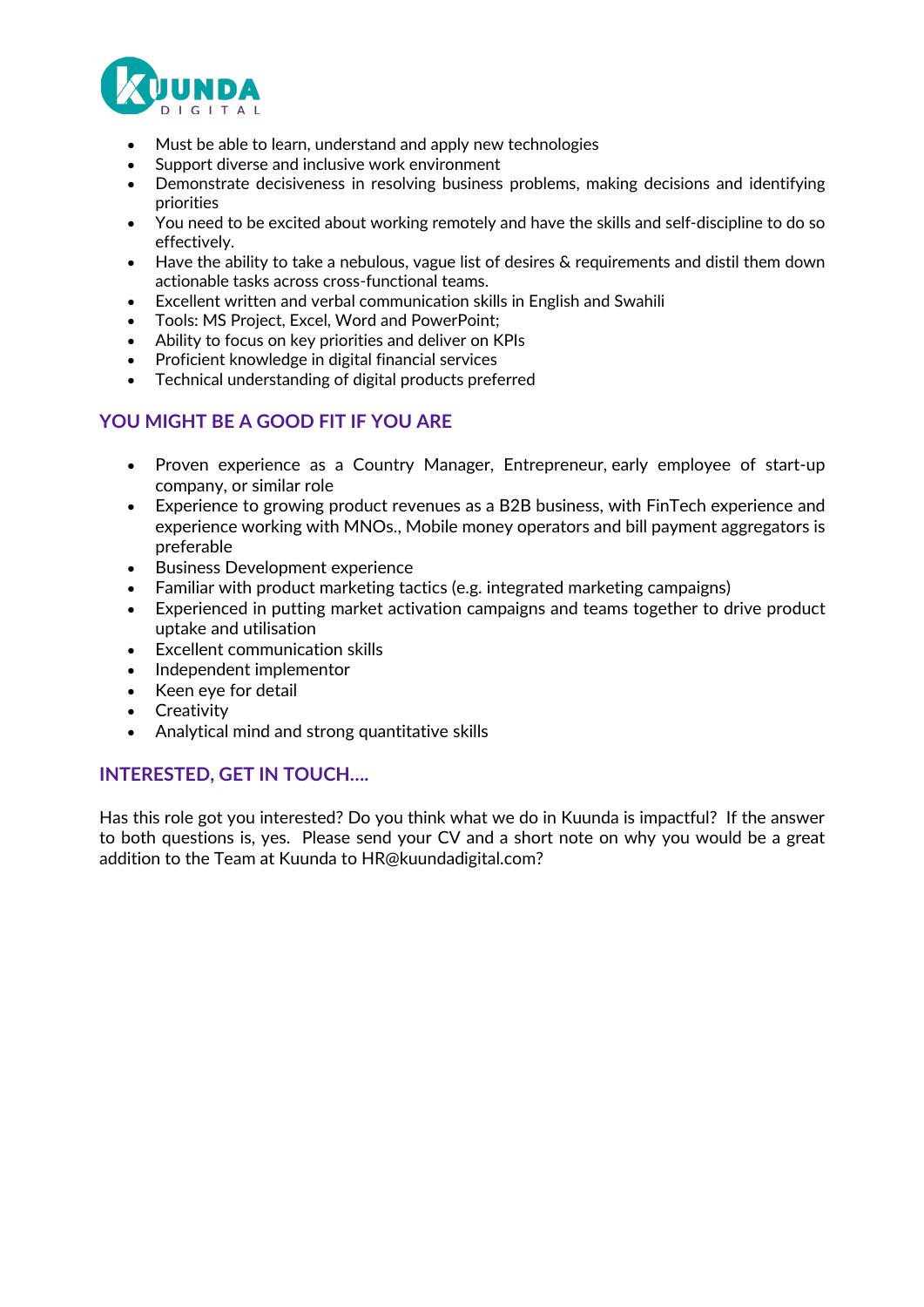- Must be able to learn, understand and apply new technologies
- Support diverse and inclusive work environment
- Demonstrate decisiveness in resolving business problems, making decisions and identifying priorities
- You need to be excited about working remotely and have the skills and self-discipline to do so effectively.
- Have the ability to take a nebulous, vague list of desires & requirements and distil them down actionable tasks across cross-functional teams.
- Excellent written and verbal communication skills in English and Swahili
- Tools: MS Project, Excel, Word and PowerPoint;
- Ability to focus on key priorities and deliver on KPIs
- Proficient knowledge in digital financial services
- Technical understanding of digital products preferred

## YOU MIGHT BE A GOOD FIT IF YOU ARE

- Proven experience as a Country Manager, Entrepreneur, early employee of start-up company, or similar role
- Experience to growing product revenues as a B2B business, with FinTech experience and experience working with MNOs., Mobile money operators and bill payment aggregators is preferable
- Business Development experience
- Familiar with product marketing tactics (e.g. integrated marketing campaigns)
- Experienced in putting market activation campaigns and teams together to drive product uptake and utilisation
- Excellent communication skills
- Independent implementor
- Keen eye for detail
- Creativity
- Analytical mind and strong quantitative skills

## INTERESTED, GET IN TOUCH….

Has this role got you interested? Do you think what we do in Kuunda is impactful? If the answer to both questions is, yes. Please send your CV and a short note on why you would be a great addition to the Team at Kuunda to HR@kuundadigital.com?